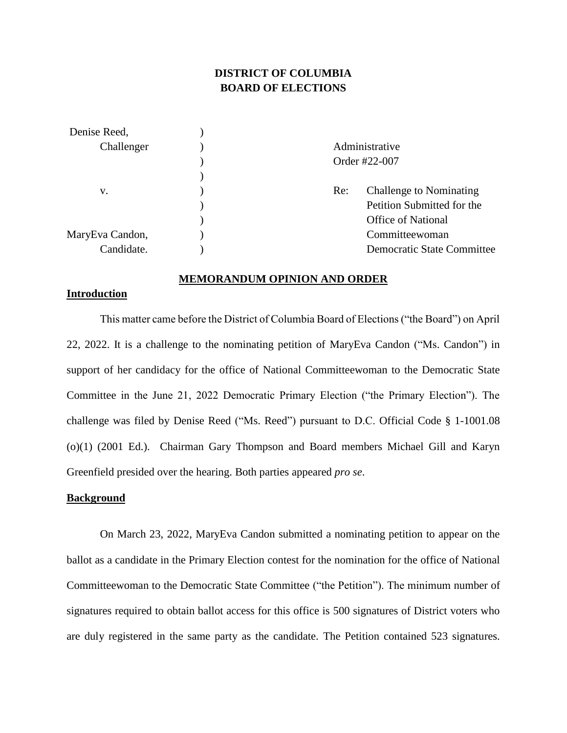# DISTRICT OF COLUMBIA
# BOARD OF ELECTIONS

| | | |
|---|---|---|
| Denise Reed, | ) | |
| Challenger | ) | Administrative |
| | ) | Order #22-007 |
| | ) | |
| v. | ) | Re: Challenge to Nominating |
| | ) | Petition Submitted for the |
| | ) | Office of National |
| MaryEva Candon, | ) | Committeewoman |
| Candidate. | ) | Democratic State Committee |

## MEMORANDUM OPINION AND ORDER

**Introduction**

This matter came before the District of Columbia Board of Elections ("the Board") on April 22, 2022. It is a challenge to the nominating petition of MaryEva Candon ("Ms. Candon") in support of her candidacy for the office of National Committeewoman to the Democratic State Committee in the June 21, 2022 Democratic Primary Election ("the Primary Election"). The challenge was filed by Denise Reed ("Ms. Reed") pursuant to D.C. Official Code § 1-1001.08 (o)(1) (2001 Ed.). Chairman Gary Thompson and Board members Michael Gill and Karyn Greenfield presided over the hearing. Both parties appeared *pro se*.

**Background**

On March 23, 2022, MaryEva Candon submitted a nominating petition to appear on the ballot as a candidate in the Primary Election contest for the nomination for the office of National Committeewoman to the Democratic State Committee ("the Petition"). The minimum number of signatures required to obtain ballot access for this office is 500 signatures of District voters who are duly registered in the same party as the candidate. The Petition contained 523 signatures.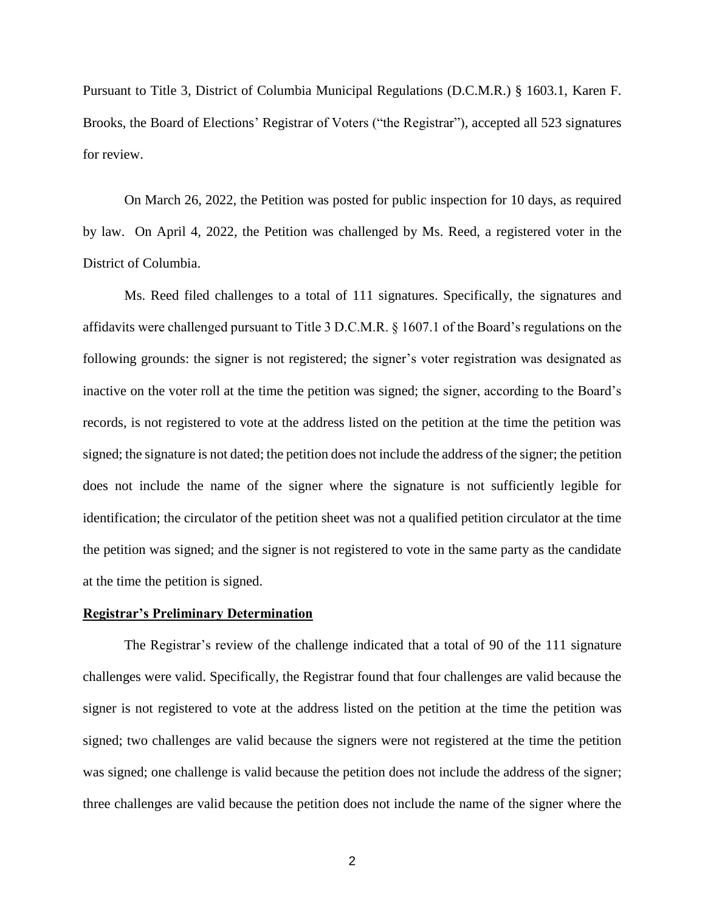Pursuant to Title 3, District of Columbia Municipal Regulations (D.C.M.R.) § 1603.1, Karen F. Brooks, the Board of Elections' Registrar of Voters ("the Registrar"), accepted all 523 signatures for review.

On March 26, 2022, the Petition was posted for public inspection for 10 days, as required by law. On April 4, 2022, the Petition was challenged by Ms. Reed, a registered voter in the District of Columbia.

Ms. Reed filed challenges to a total of 111 signatures. Specifically, the signatures and affidavits were challenged pursuant to Title 3 D.C.M.R. § 1607.1 of the Board's regulations on the following grounds: the signer is not registered; the signer's voter registration was designated as inactive on the voter roll at the time the petition was signed; the signer, according to the Board's records, is not registered to vote at the address listed on the petition at the time the petition was signed; the signature is not dated; the petition does not include the address of the signer; the petition does not include the name of the signer where the signature is not sufficiently legible for identification; the circulator of the petition sheet was not a qualified petition circulator at the time the petition was signed; and the signer is not registered to vote in the same party as the candidate at the time the petition is signed.

**Registrar's Preliminary Determination**

The Registrar's review of the challenge indicated that a total of 90 of the 111 signature challenges were valid. Specifically, the Registrar found that four challenges are valid because the signer is not registered to vote at the address listed on the petition at the time the petition was signed; two challenges are valid because the signers were not registered at the time the petition was signed; one challenge is valid because the petition does not include the address of the signer; three challenges are valid because the petition does not include the name of the signer where the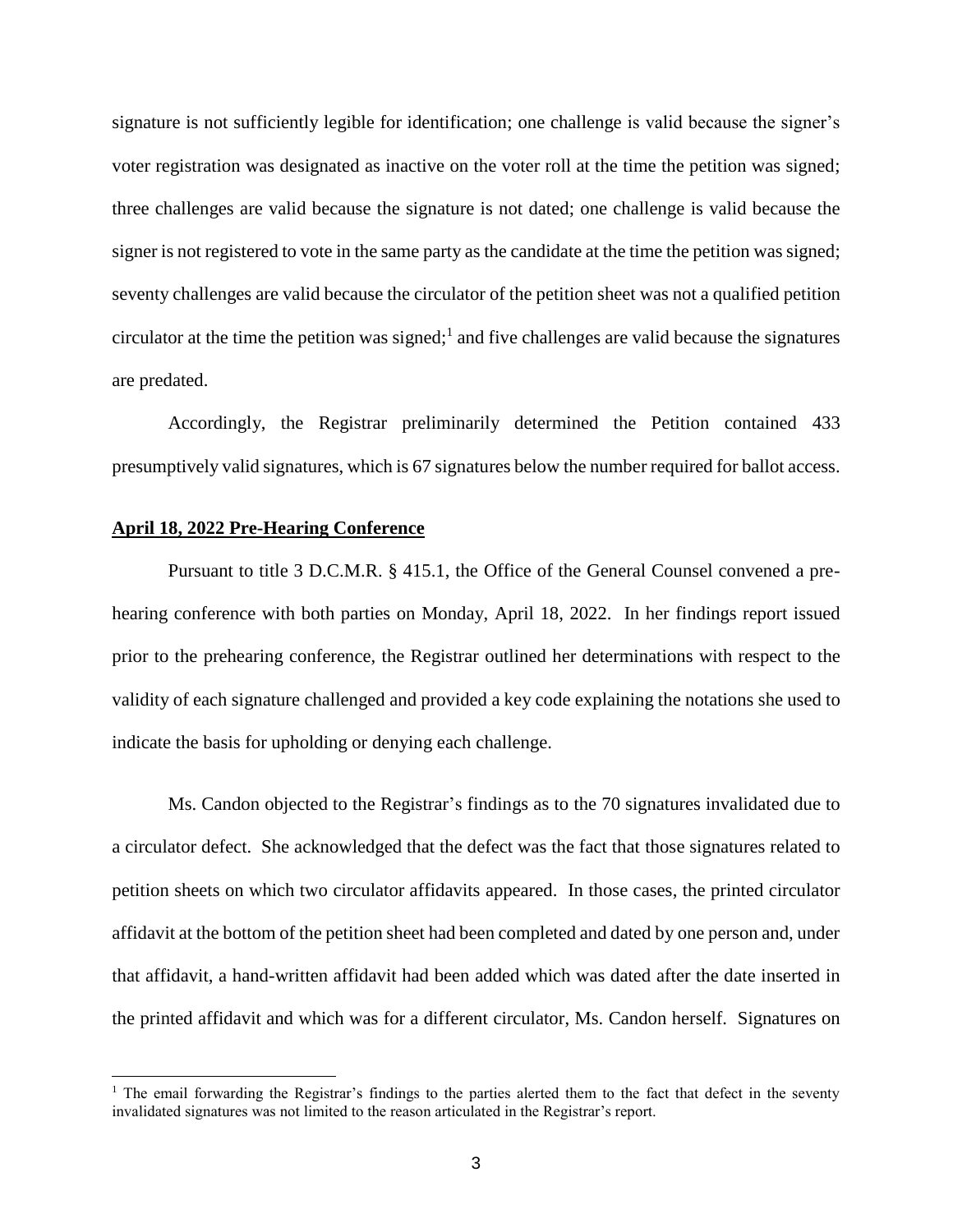signature is not sufficiently legible for identification; one challenge is valid because the signer's voter registration was designated as inactive on the voter roll at the time the petition was signed; three challenges are valid because the signature is not dated; one challenge is valid because the signer is not registered to vote in the same party as the candidate at the time the petition was signed; seventy challenges are valid because the circulator of the petition sheet was not a qualified petition circulator at the time the petition was signed;[1] and five challenges are valid because the signatures are predated.

Accordingly, the Registrar preliminarily determined the Petition contained 433 presumptively valid signatures, which is 67 signatures below the number required for ballot access.

**April 18, 2022 Pre-Hearing Conference**

Pursuant to title 3 D.C.M.R. § 415.1, the Office of the General Counsel convened a pre-hearing conference with both parties on Monday, April 18, 2022. In her findings report issued prior to the prehearing conference, the Registrar outlined her determinations with respect to the validity of each signature challenged and provided a key code explaining the notations she used to indicate the basis for upholding or denying each challenge.

Ms. Candon objected to the Registrar's findings as to the 70 signatures invalidated due to a circulator defect. She acknowledged that the defect was the fact that those signatures related to petition sheets on which two circulator affidavits appeared. In those cases, the printed circulator affidavit at the bottom of the petition sheet had been completed and dated by one person and, under that affidavit, a hand-written affidavit had been added which was dated after the date inserted in the printed affidavit and which was for a different circulator, Ms. Candon herself. Signatures on

[1] The email forwarding the Registrar's findings to the parties alerted them to the fact that defect in the seventy invalidated signatures was not limited to the reason articulated in the Registrar's report.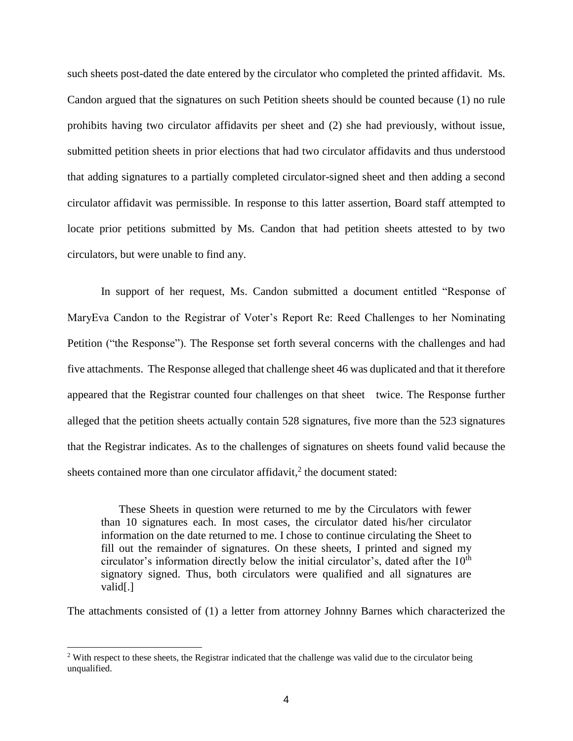such sheets post-dated the date entered by the circulator who completed the printed affidavit. Ms. Candon argued that the signatures on such Petition sheets should be counted because (1) no rule prohibits having two circulator affidavits per sheet and (2) she had previously, without issue, submitted petition sheets in prior elections that had two circulator affidavits and thus understood that adding signatures to a partially completed circulator-signed sheet and then adding a second circulator affidavit was permissible. In response to this latter assertion, Board staff attempted to locate prior petitions submitted by Ms. Candon that had petition sheets attested to by two circulators, but were unable to find any.

In support of her request, Ms. Candon submitted a document entitled "Response of MaryEva Candon to the Registrar of Voter's Report Re: Reed Challenges to her Nominating Petition ("the Response"). The Response set forth several concerns with the challenges and had five attachments. The Response alleged that challenge sheet 46 was duplicated and that it therefore appeared that the Registrar counted four challenges on that sheet twice. The Response further alleged that the petition sheets actually contain 528 signatures, five more than the 523 signatures that the Registrar indicates. As to the challenges of signatures on sheets found valid because the sheets contained more than one circulator affidavit,[2] the document stated:

> These Sheets in question were returned to me by the Circulators with fewer than 10 signatures each. In most cases, the circulator dated his/her circulator information on the date returned to me. I chose to continue circulating the Sheet to fill out the remainder of signatures. On these sheets, I printed and signed my circulator's information directly below the initial circulator's, dated after the 10th signatory signed. Thus, both circulators were qualified and all signatures are valid[.]

The attachments consisted of (1) a letter from attorney Johnny Barnes which characterized the

[2] With respect to these sheets, the Registrar indicated that the challenge was valid due to the circulator being unqualified.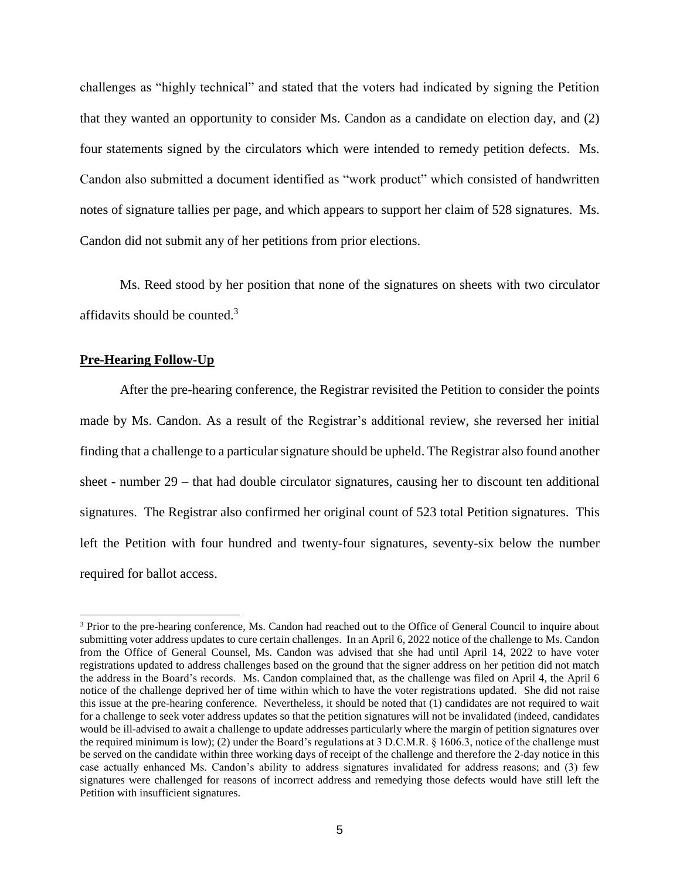challenges as "highly technical" and stated that the voters had indicated by signing the Petition that they wanted an opportunity to consider Ms. Candon as a candidate on election day, and (2) four statements signed by the circulators which were intended to remedy petition defects. Ms. Candon also submitted a document identified as "work product" which consisted of handwritten notes of signature tallies per page, and which appears to support her claim of 528 signatures. Ms. Candon did not submit any of her petitions from prior elections.

Ms. Reed stood by her position that none of the signatures on sheets with two circulator affidavits should be counted.[3]

**Pre-Hearing Follow-Up**

After the pre-hearing conference, the Registrar revisited the Petition to consider the points made by Ms. Candon. As a result of the Registrar's additional review, she reversed her initial finding that a challenge to a particular signature should be upheld. The Registrar also found another sheet - number 29 – that had double circulator signatures, causing her to discount ten additional signatures. The Registrar also confirmed her original count of 523 total Petition signatures. This left the Petition with four hundred and twenty-four signatures, seventy-six below the number required for ballot access.

[3] Prior to the pre-hearing conference, Ms. Candon had reached out to the Office of General Council to inquire about submitting voter address updates to cure certain challenges. In an April 6, 2022 notice of the challenge to Ms. Candon from the Office of General Counsel, Ms. Candon was advised that she had until April 14, 2022 to have voter registrations updated to address challenges based on the ground that the signer address on her petition did not match the address in the Board's records. Ms. Candon complained that, as the challenge was filed on April 4, the April 6 notice of the challenge deprived her of time within which to have the voter registrations updated. She did not raise this issue at the pre-hearing conference. Nevertheless, it should be noted that (1) candidates are not required to wait for a challenge to seek voter address updates so that the petition signatures will not be invalidated (indeed, candidates would be ill-advised to await a challenge to update addresses particularly where the margin of petition signatures over the required minimum is low); (2) under the Board's regulations at 3 D.C.M.R. § 1606.3, notice of the challenge must be served on the candidate within three working days of receipt of the challenge and therefore the 2-day notice in this case actually enhanced Ms. Candon's ability to address signatures invalidated for address reasons; and (3) few signatures were challenged for reasons of incorrect address and remedying those defects would have still left the Petition with insufficient signatures.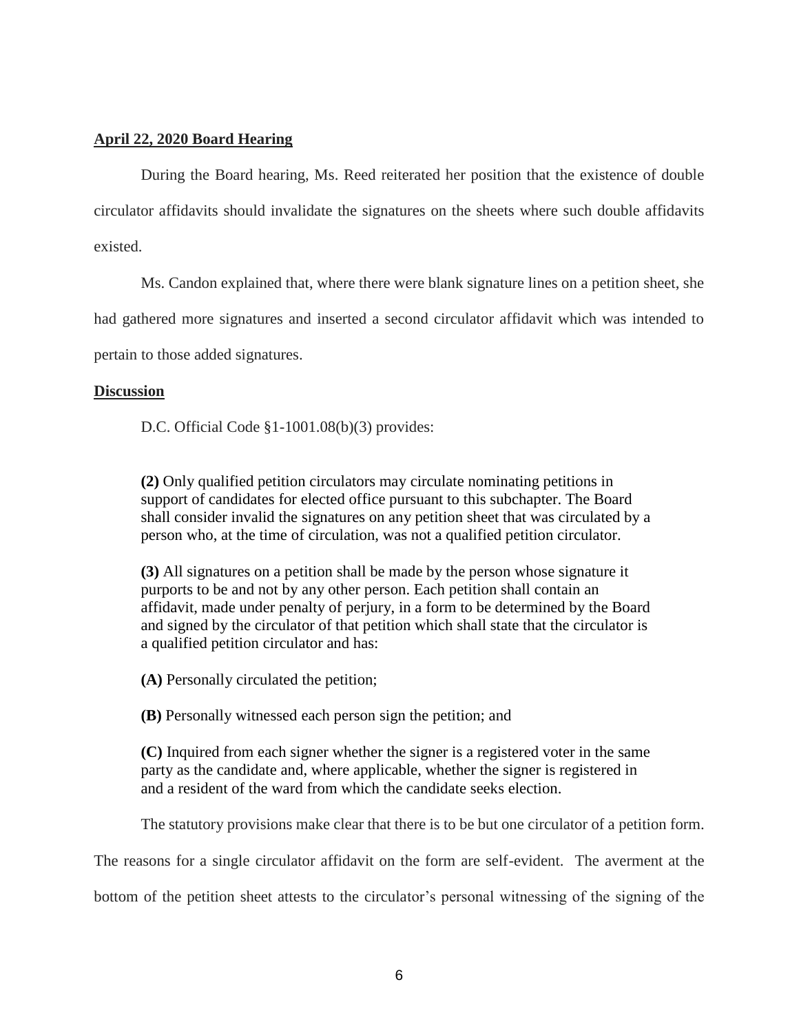**April 22, 2020 Board Hearing**

During the Board hearing, Ms. Reed reiterated her position that the existence of double circulator affidavits should invalidate the signatures on the sheets where such double affidavits existed.

Ms. Candon explained that, where there were blank signature lines on a petition sheet, she had gathered more signatures and inserted a second circulator affidavit which was intended to pertain to those added signatures.

**Discussion**

D.C. Official Code §1-1001.08(b)(3) provides:

> **(2)** Only qualified petition circulators may circulate nominating petitions in support of candidates for elected office pursuant to this subchapter. The Board shall consider invalid the signatures on any petition sheet that was circulated by a person who, at the time of circulation, was not a qualified petition circulator.
>
> **(3)** All signatures on a petition shall be made by the person whose signature it purports to be and not by any other person. Each petition shall contain an affidavit, made under penalty of perjury, in a form to be determined by the Board and signed by the circulator of that petition which shall state that the circulator is a qualified petition circulator and has:
>
> **(A)** Personally circulated the petition;
>
> **(B)** Personally witnessed each person sign the petition; and
>
> **(C)** Inquired from each signer whether the signer is a registered voter in the same party as the candidate and, where applicable, whether the signer is registered in and a resident of the ward from which the candidate seeks election.

The statutory provisions make clear that there is to be but one circulator of a petition form. The reasons for a single circulator affidavit on the form are self-evident. The averment at the bottom of the petition sheet attests to the circulator's personal witnessing of the signing of the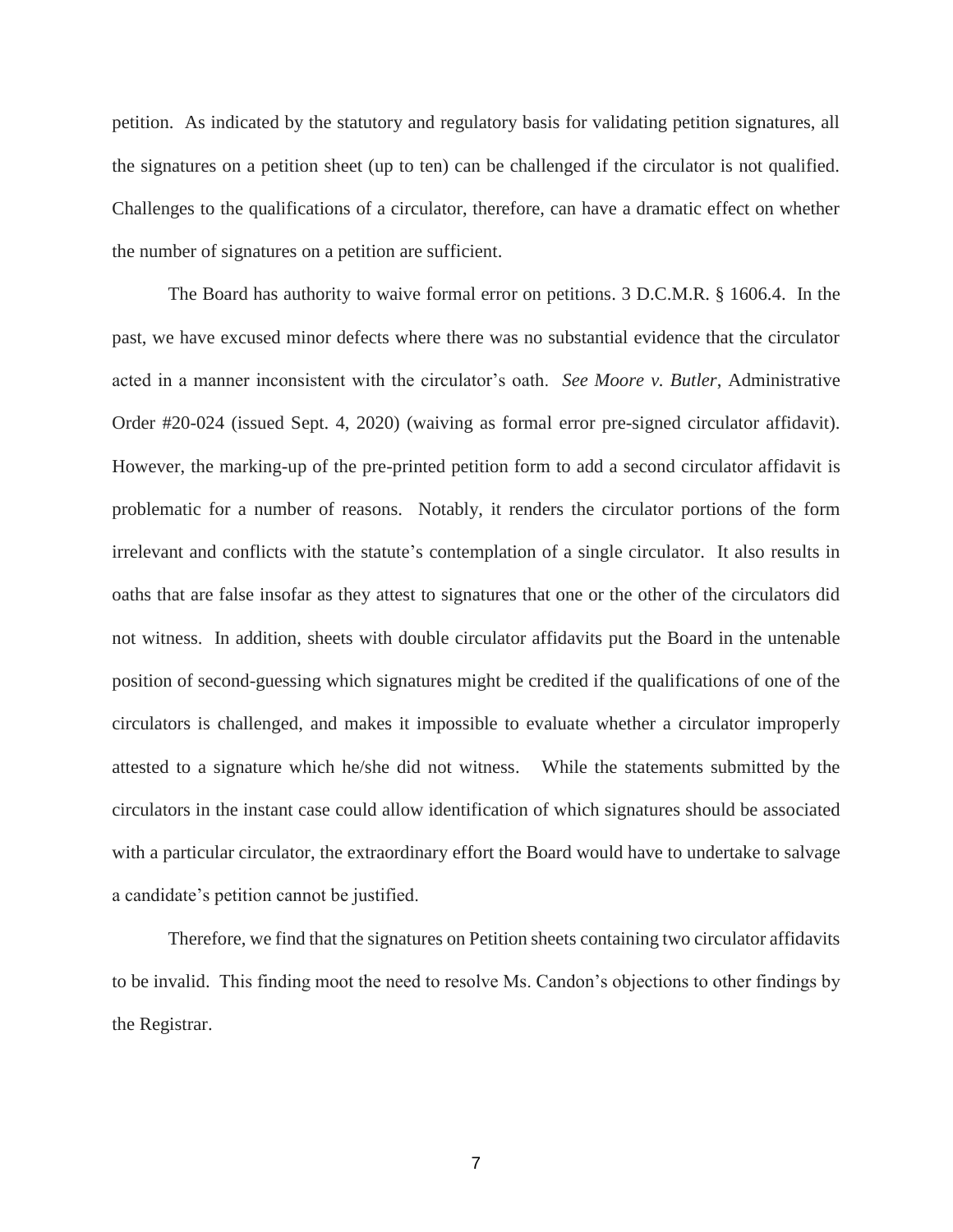petition. As indicated by the statutory and regulatory basis for validating petition signatures, all the signatures on a petition sheet (up to ten) can be challenged if the circulator is not qualified. Challenges to the qualifications of a circulator, therefore, can have a dramatic effect on whether the number of signatures on a petition are sufficient.

The Board has authority to waive formal error on petitions. 3 D.C.M.R. § 1606.4. In the past, we have excused minor defects where there was no substantial evidence that the circulator acted in a manner inconsistent with the circulator's oath. *See Moore v. Butler*, Administrative Order #20-024 (issued Sept. 4, 2020) (waiving as formal error pre-signed circulator affidavit). However, the marking-up of the pre-printed petition form to add a second circulator affidavit is problematic for a number of reasons. Notably, it renders the circulator portions of the form irrelevant and conflicts with the statute's contemplation of a single circulator. It also results in oaths that are false insofar as they attest to signatures that one or the other of the circulators did not witness. In addition, sheets with double circulator affidavits put the Board in the untenable position of second-guessing which signatures might be credited if the qualifications of one of the circulators is challenged, and makes it impossible to evaluate whether a circulator improperly attested to a signature which he/she did not witness. While the statements submitted by the circulators in the instant case could allow identification of which signatures should be associated with a particular circulator, the extraordinary effort the Board would have to undertake to salvage a candidate's petition cannot be justified.

Therefore, we find that the signatures on Petition sheets containing two circulator affidavits to be invalid. This finding moot the need to resolve Ms. Candon's objections to other findings by the Registrar.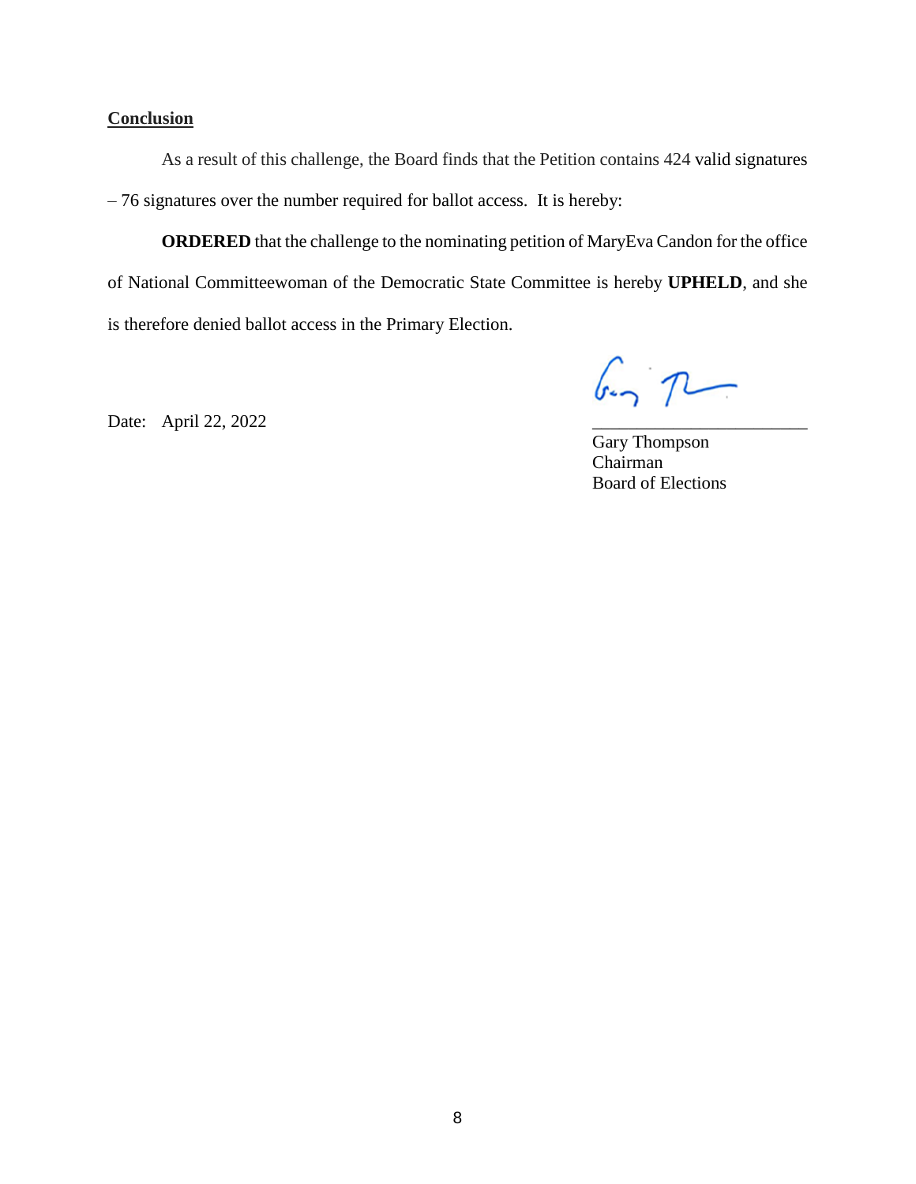## Conclusion

As a result of this challenge, the Board finds that the Petition contains 424 valid signatures – 76 signatures over the number required for ballot access. It is hereby:

**ORDERED** that the challenge to the nominating petition of MaryEva Candon for the office of National Committeewoman of the Democratic State Committee is hereby **UPHELD**, and she is therefore denied ballot access in the Primary Election.

Date: April 22, 2022

\_\_\_\_\_\_\_\_\_\_\_\_\_\_\_\_\_\_\_\_\_\_\_\_

Gary Thompson
Chairman
Board of Elections